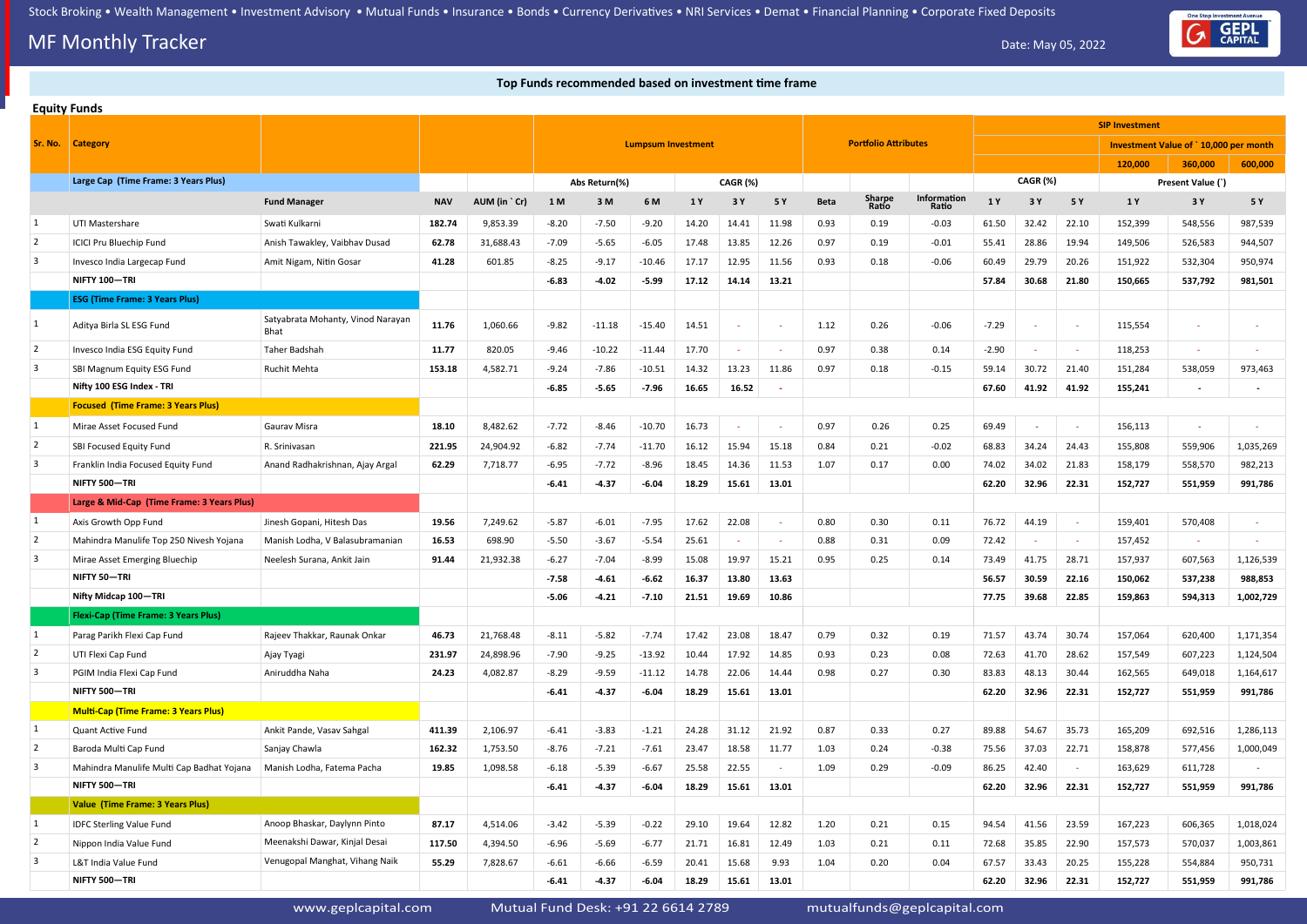Stock Broking • Wealth Management • Investment Advisory • Mutual Funds • Insurance • Bonds • Currency Derivatives • NRI Services • Demat • Financial Planning • Corporate Fixed Deposits

# MF Monthly Tracker

Date: May 05, 2022

## Top Funds recommended based on investment time frame

### Equity Funds

| Sr. No. | Category | | | | Lumpsum Investment | | | | | | | | Portfolio Attributes | | | SIP Investment | | | | | |
|---|---|---|---|---|---|---|---|---|---|---|---|---|---|---|---|---|---|---|---|---|---|
| | | | | | | | | | | | | | | | | | | | Investment Value of ` 10,000 per month | | |
| | | | | | | | | | | | | | | | | | | | 120,000 | 360,000 | 600,000 |
| | **Large Cap (Time Frame: 3 Years Plus)** | | | | Abs Return(%) | | | CAGR (%) | | | | | | | | CAGR (%) | | | Present Value (`) | | |
| | | Fund Manager | NAV | AUM (in ` Cr) | 1 M | 3 M | 6 M | 1 Y | 3 Y | 5 Y | Beta | Sharpe Ratio | Information Ratio | 1 Y | 3 Y | 5 Y | 1 Y | 3 Y | 5 Y | | |
| 1 | UTI Mastershare | Swati Kulkarni | 182.74 | 9,853.39 | -8.20 | -7.50 | -9.20 | 14.20 | 14.41 | 11.98 | 0.93 | 0.19 | -0.03 | 61.50 | 32.42 | 22.10 | 152,399 | 548,556 | 987,539 | | |
| 2 | ICICI Pru Bluechip Fund | Anish Tawakley, Vaibhav Dusad | 62.78 | 31,688.43 | -7.09 | -5.65 | -6.05 | 17.48 | 13.85 | 12.26 | 0.97 | 0.19 | -0.01 | 55.41 | 28.86 | 19.94 | 149,506 | 526,583 | 944,507 | | |
| 3 | Invesco India Largecap Fund | Amit Nigam, Nitin Gosar | 41.28 | 601.85 | -8.25 | -9.17 | -10.46 | 17.17 | 12.95 | 11.56 | 0.93 | 0.18 | -0.06 | 60.49 | 29.79 | 20.26 | 151,922 | 532,304 | 950,974 | | |
| | **NIFTY 100—TRI** | | | | **-6.83** | **-4.02** | **-5.99** | **17.12** | **14.14** | **13.21** | | | | **57.84** | **30.68** | **21.80** | **150,665** | **537,792** | **981,501** | | |
| | **ESG (Time Frame: 3 Years Plus)** | | | | | | | | | | | | | | | | | | | | |
| 1 | Aditya Birla SL ESG Fund | Satyabrata Mohanty, Vinod Narayan Bhat | 11.76 | 1,060.66 | -9.82 | -11.18 | -15.40 | 14.51 | - | - | 1.12 | 0.26 | -0.06 | -7.29 | - | - | 115,554 | - | - | | |
| 2 | Invesco India ESG Equity Fund | Taher Badshah | 11.77 | 820.05 | -9.46 | -10.22 | -11.44 | 17.70 | - | - | 0.97 | 0.38 | 0.14 | -2.90 | - | - | 118,253 | - | - | | |
| 3 | SBI Magnum Equity ESG Fund | Ruchit Mehta | 153.18 | 4,582.71 | -9.24 | -7.86 | -10.51 | 14.32 | 13.23 | 11.86 | 0.97 | 0.18 | -0.15 | 59.14 | 30.72 | 21.40 | 151,284 | 538,059 | 973,463 | | |
| | **Nifty 100 ESG Index - TRI** | | | | **-6.85** | **-5.65** | **-7.96** | **16.65** | **16.52** | **-** | | | | **67.60** | **41.92** | **41.92** | **155,241** | **-** | **-** | | |
| | **Focused (Time Frame: 3 Years Plus)** | | | | | | | | | | | | | | | | | | | | |
| 1 | Mirae Asset Focused Fund | Gaurav Misra | 18.10 | 8,482.62 | -7.72 | -8.46 | -10.70 | 16.73 | - | - | 0.97 | 0.26 | 0.25 | 69.49 | - | - | 156,113 | - | - | | |
| 2 | SBI Focused Equity Fund | R. Srinivasan | 221.95 | 24,904.92 | -6.82 | -7.74 | -11.70 | 16.12 | 15.94 | 15.18 | 0.84 | 0.21 | -0.02 | 68.83 | 34.24 | 24.43 | 155,808 | 559,906 | 1,035,269 | | |
| 3 | Franklin India Focused Equity Fund | Anand Radhakrishnan, Ajay Argal | 62.29 | 7,718.77 | -6.95 | -7.72 | -8.96 | 18.45 | 14.36 | 11.53 | 1.07 | 0.17 | 0.00 | 74.02 | 34.02 | 21.83 | 158,179 | 558,570 | 982,213 | | |
| | **NIFTY 500—TRI** | | | | **-6.41** | **-4.37** | **-6.04** | **18.29** | **15.61** | **13.01** | | | | **62.20** | **32.96** | **22.31** | **152,727** | **551,959** | **991,786** | | |
| | **Large & Mid-Cap (Time Frame: 3 Years Plus)** | | | | | | | | | | | | | | | | | | | | |
| 1 | Axis Growth Opp Fund | Jinesh Gopani, Hitesh Das | 19.56 | 7,249.62 | -5.87 | -6.01 | -7.95 | 17.62 | 22.08 | - | 0.80 | 0.30 | 0.11 | 76.72 | 44.19 | - | 159,401 | 570,408 | - | | |
| 2 | Mahindra Manulife Top 250 Nivesh Yojana | Manish Lodha, V Balasubramanian | 16.53 | 698.90 | -5.50 | -3.67 | -5.54 | 25.61 | - | - | 0.88 | 0.31 | 0.09 | 72.42 | - | - | 157,452 | - | - | | |
| 3 | Mirae Asset Emerging Bluechip | Neelesh Surana, Ankit Jain | 91.44 | 21,932.38 | -6.27 | -7.04 | -8.99 | 15.08 | 19.97 | 15.21 | 0.95 | 0.25 | 0.14 | 73.49 | 41.75 | 28.71 | 157,937 | 607,563 | 1,126,539 | | |
| | **NIFTY 50—TRI** | | | | **-7.58** | **-4.61** | **-6.62** | **16.37** | **13.80** | **13.63** | | | | **56.57** | **30.59** | **22.16** | **150,062** | **537,238** | **988,853** | | |
| | **Nifty Midcap 100—TRI** | | | | **-5.06** | **-4.21** | **-7.10** | **21.51** | **19.69** | **10.86** | | | | **77.75** | **39.68** | **22.85** | **159,863** | **594,313** | **1,002,729** | | |
| | **Flexi-Cap (Time Frame: 3 Years Plus)** | | | | | | | | | | | | | | | | | | | | |
| 1 | Parag Parikh Flexi Cap Fund | Rajeev Thakkar, Raunak Onkar | 46.73 | 21,768.48 | -8.11 | -5.82 | -7.74 | 17.42 | 23.08 | 18.47 | 0.79 | 0.32 | 0.19 | 71.57 | 43.74 | 30.74 | 157,064 | 620,400 | 1,171,354 | | |
| 2 | UTI Flexi Cap Fund | Ajay Tyagi | 231.97 | 24,898.96 | -7.90 | -9.25 | -13.92 | 10.44 | 17.92 | 14.85 | 0.93 | 0.23 | 0.08 | 72.63 | 41.70 | 28.62 | 157,549 | 607,223 | 1,124,504 | | |
| 3 | PGIM India Flexi Cap Fund | Aniruddha Naha | 24.23 | 4,082.87 | -8.29 | -9.59 | -11.12 | 14.78 | 22.06 | 14.44 | 0.98 | 0.27 | 0.30 | 83.83 | 48.13 | 30.44 | 162,565 | 649,018 | 1,164,617 | | |
| | **NIFTY 500—TRI** | | | | **-6.41** | **-4.37** | **-6.04** | **18.29** | **15.61** | **13.01** | | | | **62.20** | **32.96** | **22.31** | **152,727** | **551,959** | **991,786** | | |
| | **Multi-Cap (Time Frame: 3 Years Plus)** | | | | | | | | | | | | | | | | | | | | |
| 1 | Quant Active Fund | Ankit Pande, Vasav Sahgal | 411.39 | 2,106.97 | -6.41 | -3.83 | -1.21 | 24.28 | 31.12 | 21.92 | 0.87 | 0.33 | 0.27 | 89.88 | 54.67 | 35.73 | 165,209 | 692,516 | 1,286,113 | | |
| 2 | Baroda Multi Cap Fund | Sanjay Chawla | 162.32 | 1,753.50 | -8.76 | -7.21 | -7.61 | 23.47 | 18.58 | 11.77 | 1.03 | 0.24 | -0.38 | 75.56 | 37.03 | 22.71 | 158,878 | 577,456 | 1,000,049 | | |
| 3 | Mahindra Manulife Multi Cap Badhat Yojana | Manish Lodha, Fatema Pacha | 19.85 | 1,098.58 | -6.18 | -5.39 | -6.67 | 25.58 | 22.55 | - | 1.09 | 0.29 | -0.09 | 86.25 | 42.40 | - | 163,629 | 611,728 | - | | |
| | **NIFTY 500—TRI** | | | | **-6.41** | **-4.37** | **-6.04** | **18.29** | **15.61** | **13.01** | | | | **62.20** | **32.96** | **22.31** | **152,727** | **551,959** | **991,786** | | |
| | **Value (Time Frame: 3 Years Plus)** | | | | | | | | | | | | | | | | | | | | |
| 1 | IDFC Sterling Value Fund | Anoop Bhaskar, Daylynn Pinto | 87.17 | 4,514.06 | -3.42 | -5.39 | -0.22 | 29.10 | 19.64 | 12.82 | 1.20 | 0.21 | 0.15 | 94.54 | 41.56 | 23.59 | 167,223 | 606,365 | 1,018,024 | | |
| 2 | Nippon India Value Fund | Meenakshi Dawar, Kinjal Desai | 117.50 | 4,394.50 | -6.96 | -5.69 | -6.77 | 21.71 | 16.81 | 12.49 | 1.03 | 0.21 | 0.11 | 72.68 | 35.85 | 22.90 | 157,573 | 570,037 | 1,003,861 | | |
| 3 | L&T India Value Fund | Venugopal Manghat, Vihang Naik | 55.29 | 7,828.67 | -6.61 | -6.66 | -6.59 | 20.41 | 15.68 | 9.93 | 1.04 | 0.20 | 0.04 | 67.57 | 33.43 | 20.25 | 155,228 | 554,884 | 950,731 | | |
| | **NIFTY 500—TRI** | | | | **-6.41** | **-4.37** | **-6.04** | **18.29** | **15.61** | **13.01** | | | | **62.20** | **32.96** | **22.31** | **152,727** | **551,959** | **991,786** | | |

www.geplcapital.com Mutual Fund Desk: +91 22 6614 2789 mutualfunds@geplcapital.com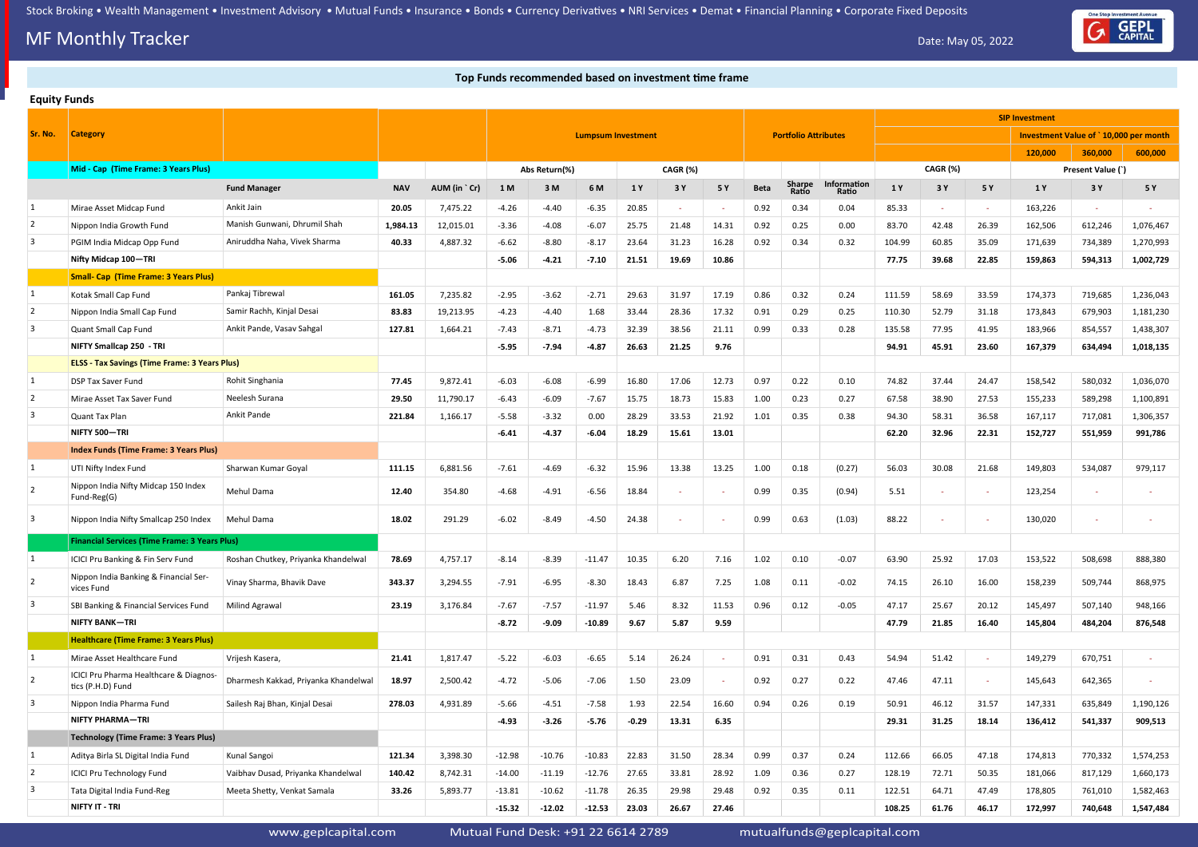Stock Broking • Wealth Management • Investment Advisory • Mutual Funds • Insurance • Bonds • Currency Derivatives • NRI Services • Demat • Financial Planning • Corporate Fixed Deposits

# MF Monthly Tracker

Date: May 05, 2022

## Top Funds recommended based on investment time frame

### Equity Funds

| Sr. No. | Category | | | | Lumpsum Investment | | | | | | | Portfolio Attributes | | | SIP Investment | | | | | |
|---|---|---|---|---|---|---|---|---|---|---|---|---|---|---|---|---|---|---|---|---|
| | | | | | | | | | | | | | | | | | | Investment Value of ` 10,000 per month | | |
| | | | | | | | | | | | | | | | | | | 120,000 | 360,000 | 600,000 |
| | **Mid - Cap (Time Frame: 3 Years Plus)** | | | | Abs Return(%) | | | CAGR (%) | | | | | | | CAGR (%) | | | Present Value (`) | | |
| | | **Fund Manager** | **NAV** | **AUM (in ` Cr)** | **1 M** | **3 M** | **6 M** | **1 Y** | **3 Y** | **5 Y** | **Beta** | **Sharpe Ratio** | **Information Ratio** | **1 Y** | **3 Y** | **5 Y** | **1 Y** | **3 Y** | **5 Y** |
| 1 | Mirae Asset Midcap Fund | Ankit Jain | **20.05** | 7,475.22 | -4.26 | -4.40 | -6.35 | 20.85 | - | - | 0.92 | 0.34 | 0.04 | 85.33 | - | - | 163,226 | - | - |
| 2 | Nippon India Growth Fund | Manish Gunwani, Dhrumil Shah | **1,984.13** | 12,015.01 | -3.36 | -4.08 | -6.07 | 25.75 | 21.48 | 14.31 | 0.92 | 0.25 | 0.00 | 83.70 | 42.48 | 26.39 | 162,506 | 612,246 | 1,076,467 |
| 3 | PGIM India Midcap Opp Fund | Aniruddha Naha, Vivek Sharma | **40.33** | 4,887.32 | -6.62 | -8.80 | -8.17 | 23.64 | 31.23 | 16.28 | 0.92 | 0.34 | 0.32 | 104.99 | 60.85 | 35.09 | 171,639 | 734,389 | 1,270,993 |
| | **Nifty Midcap 100—TRI** | | | | **-5.06** | **-4.21** | **-7.10** | **21.51** | **19.69** | **10.86** | | | | **77.75** | **39.68** | **22.85** | **159,863** | **594,313** | **1,002,729** |
| | **Small- Cap (Time Frame: 3 Years Plus)** | | | | | | | | | | | | | | | | | | |
| 1 | Kotak Small Cap Fund | Pankaj Tibrewal | **161.05** | 7,235.82 | -2.95 | -3.62 | -2.71 | 29.63 | 31.97 | 17.19 | 0.86 | 0.32 | 0.24 | 111.59 | 58.69 | 33.59 | 174,373 | 719,685 | 1,236,043 |
| 2 | Nippon India Small Cap Fund | Samir Rachh, Kinjal Desai | **83.83** | 19,213.95 | -4.23 | -4.40 | 1.68 | 33.44 | 28.36 | 17.32 | 0.91 | 0.29 | 0.25 | 110.30 | 52.79 | 31.18 | 173,843 | 679,903 | 1,181,230 |
| 3 | Quant Small Cap Fund | Ankit Pande, Vasav Sahgal | **127.81** | 1,664.21 | -7.43 | -8.71 | -4.73 | 32.39 | 38.56 | 21.11 | 0.99 | 0.33 | 0.28 | 135.58 | 77.95 | 41.95 | 183,966 | 854,557 | 1,438,307 |
| | **NIFTY Smallcap 250 - TRI** | | | | **-5.95** | **-7.94** | **-4.87** | **26.63** | **21.25** | **9.76** | | | | **94.91** | **45.91** | **23.60** | **167,379** | **634,494** | **1,018,135** |
| | **ELSS - Tax Savings (Time Frame: 3 Years Plus)** | | | | | | | | | | | | | | | | | | |
| 1 | DSP Tax Saver Fund | Rohit Singhania | **77.45** | 9,872.41 | -6.03 | -6.08 | -6.99 | 16.80 | 17.06 | 12.73 | 0.97 | 0.22 | 0.10 | 74.82 | 37.44 | 24.47 | 158,542 | 580,032 | 1,036,070 |
| 2 | Mirae Asset Tax Saver Fund | Neelesh Surana | **29.50** | 11,790.17 | -6.43 | -6.09 | -7.67 | 15.75 | 18.73 | 15.83 | 1.00 | 0.23 | 0.27 | 67.58 | 38.90 | 27.53 | 155,233 | 589,298 | 1,100,891 |
| 3 | Quant Tax Plan | Ankit Pande | **221.84** | 1,166.17 | -5.58 | -3.32 | 0.00 | 28.29 | 33.53 | 21.92 | 1.01 | 0.35 | 0.38 | 94.30 | 58.31 | 36.58 | 167,117 | 717,081 | 1,306,357 |
| | **NIFTY 500—TRI** | | | | **-6.41** | **-4.37** | **-6.04** | **18.29** | **15.61** | **13.01** | | | | **62.20** | **32.96** | **22.31** | **152,727** | **551,959** | **991,786** |
| | **Index Funds (Time Frame: 3 Years Plus)** | | | | | | | | | | | | | | | | | | |
| 1 | UTI Nifty Index Fund | Sharwan Kumar Goyal | **111.15** | 6,881.56 | -7.61 | -4.69 | -6.32 | 15.96 | 13.38 | 13.25 | 1.00 | 0.18 | (0.27) | 56.03 | 30.08 | 21.68 | 149,803 | 534,087 | 979,117 |
| 2 | Nippon India Nifty Midcap 150 Index Fund-Reg(G) | Mehul Dama | **12.40** | 354.80 | -4.68 | -4.91 | -6.56 | 18.84 | - | - | 0.99 | 0.35 | (0.94) | 5.51 | - | - | 123,254 | - | - |
| 3 | Nippon India Nifty Smallcap 250 Index | Mehul Dama | **18.02** | 291.29 | -6.02 | -8.49 | -4.50 | 24.38 | - | - | 0.99 | 0.63 | (1.03) | 88.22 | - | - | 130,020 | - | - |
| | **Financial Services (Time Frame: 3 Years Plus)** | | | | | | | | | | | | | | | | | | |
| 1 | ICICI Pru Banking & Fin Serv Fund | Roshan Chutkey, Priyanka Khandelwal | **78.69** | 4,757.17 | -8.14 | -8.39 | -11.47 | 10.35 | 6.20 | 7.16 | 1.02 | 0.10 | -0.07 | 63.90 | 25.92 | 17.03 | 153,522 | 508,698 | 888,380 |
| 2 | Nippon India Banking & Financial Services Fund | Vinay Sharma, Bhavik Dave | **343.37** | 3,294.55 | -7.91 | -6.95 | -8.30 | 18.43 | 6.87 | 7.25 | 1.08 | 0.11 | -0.02 | 74.15 | 26.10 | 16.00 | 158,239 | 509,744 | 868,975 |
| 3 | SBI Banking & Financial Services Fund | Milind Agrawal | **23.19** | 3,176.84 | -7.67 | -7.57 | -11.97 | 5.46 | 8.32 | 11.53 | 0.96 | 0.12 | -0.05 | 47.17 | 25.67 | 20.12 | 145,497 | 507,140 | 948,166 |
| | **NIFTY BANK—TRI** | | | | **-8.72** | **-9.09** | **-10.89** | **9.67** | **5.87** | **9.59** | | | | **47.79** | **21.85** | **16.40** | **145,804** | **484,204** | **876,548** |
| | **Healthcare (Time Frame: 3 Years Plus)** | | | | | | | | | | | | | | | | | | |
| 1 | Mirae Asset Healthcare Fund | Vrijesh Kasera, | **21.41** | 1,817.47 | -5.22 | -6.03 | -6.65 | 5.14 | 26.24 | - | 0.91 | 0.31 | 0.43 | 54.94 | 51.42 | - | 149,279 | 670,751 | - |
| 2 | ICICI Pru Pharma Healthcare & Diagnostics (P.H.D) Fund | Dharmesh Kakkad, Priyanka Khandelwal | **18.97** | 2,500.42 | -4.72 | -5.06 | -7.06 | 1.50 | 23.09 | - | 0.92 | 0.27 | 0.22 | 47.46 | 47.11 | - | 145,643 | 642,365 | - |
| 3 | Nippon India Pharma Fund | Sailesh Raj Bhan, Kinjal Desai | **278.03** | 4,931.89 | -5.66 | -4.51 | -7.58 | 1.93 | 22.54 | 16.60 | 0.94 | 0.26 | 0.19 | 50.91 | 46.12 | 31.57 | 147,331 | 635,849 | 1,190,126 |
| | **NIFTY PHARMA—TRI** | | | | **-4.93** | **-3.26** | **-5.76** | **-0.29** | **13.31** | **6.35** | | | | **29.31** | **31.25** | **18.14** | **136,412** | **541,337** | **909,513** |
| | **Technology (Time Frame: 3 Years Plus)** | | | | | | | | | | | | | | | | | | |
| 1 | Aditya Birla SL Digital India Fund | Kunal Sangoi | **121.34** | 3,398.30 | -12.98 | -10.76 | -10.83 | 22.83 | 31.50 | 28.34 | 0.99 | 0.37 | 0.24 | 112.66 | 66.05 | 47.18 | 174,813 | 770,332 | 1,574,253 |
| 2 | ICICI Pru Technology Fund | Vaibhav Dusad, Priyanka Khandelwal | **140.42** | 8,742.31 | -14.00 | -11.19 | -12.76 | 27.65 | 33.81 | 28.92 | 1.09 | 0.36 | 0.27 | 128.19 | 72.71 | 50.35 | 181,066 | 817,129 | 1,660,173 |
| 3 | Tata Digital India Fund-Reg | Meeta Shetty, Venkat Samala | **33.26** | 5,893.77 | -13.81 | -10.62 | -11.78 | 26.35 | 29.98 | 29.48 | 0.92 | 0.35 | 0.11 | 122.51 | 64.71 | 47.49 | 178,805 | 761,010 | 1,582,463 |
| | **NIFTY IT - TRI** | | | | **-15.32** | **-12.02** | **-12.53** | **23.03** | **26.67** | **27.46** | | | | **108.25** | **61.76** | **46.17** | **172,997** | **740,648** | **1,547,484** |

www.geplcapital.com    Mutual Fund Desk: +91 22 6614 2789    mutualfunds@geplcapital.com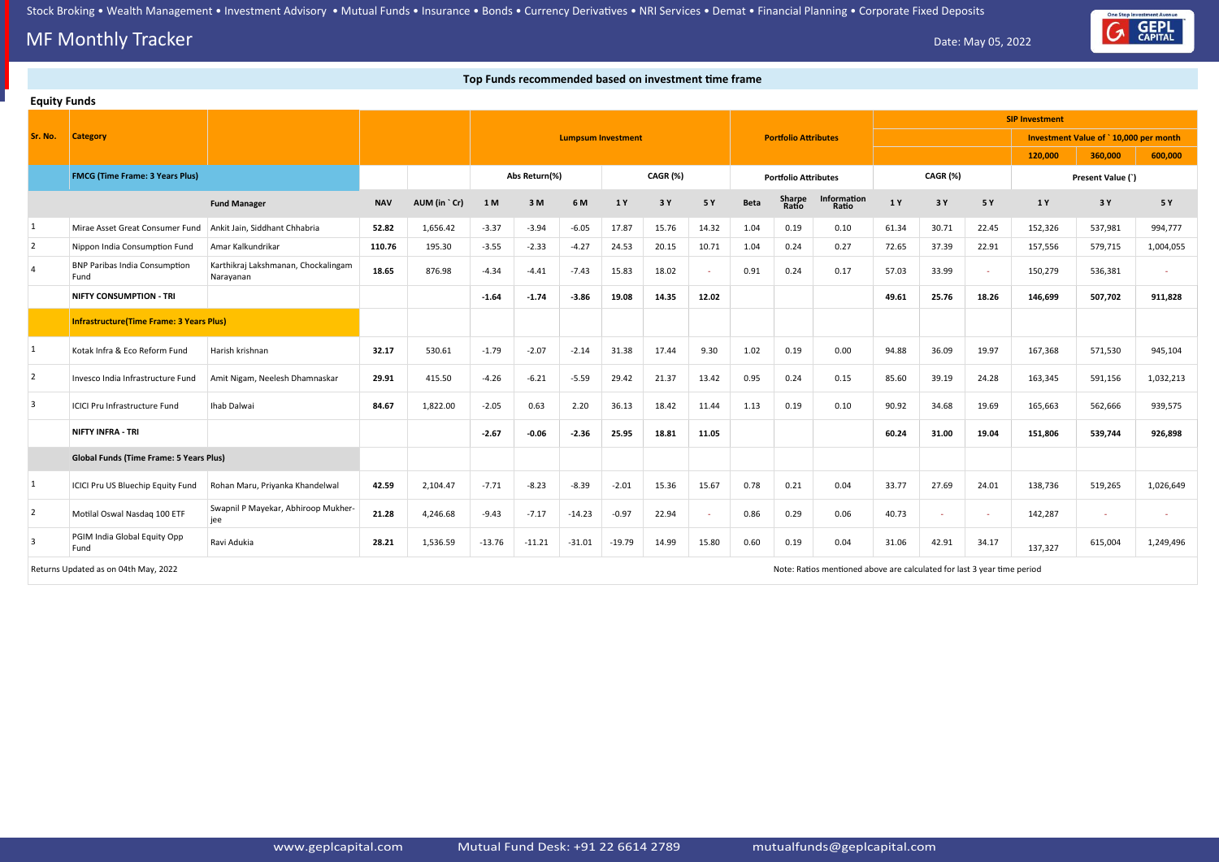## MF Monthly Tracker

Date: May 05, 2022

### Top Funds recommended based on investment time frame

**Equity Funds**

| Sr. No. | Category | | | | Lumpsum Investment | | | | | | Portfolio Attributes | | | SIP Investment | | | | | |
|---|---|---|---|---|---|---|---|---|---|---|---|---|---|---|---|---|---|---|---|
| | | | | | | | | | | | | | | | | | Investment Value of ` 10,000 per month | | |
| | | | | | | | | | | | | | | | | | 120,000 | 360,000 | 600,000 |
| | **FMCG (Time Frame: 3 Years Plus)** | | | | Abs Return(%) | | | CAGR (%) | | | Portfolio Attributes | | | CAGR (%) | | | Present Value (`) | | |
| | | **Fund Manager** | **NAV** | **AUM (in ` Cr)** | **1 M** | **3 M** | **6 M** | **1 Y** | **3 Y** | **5 Y** | **Beta** | **Sharpe Ratio** | **Information Ratio** | **1 Y** | **3 Y** | **5 Y** | **1 Y** | **3 Y** | **5 Y** |
| 1 | Mirae Asset Great Consumer Fund | Ankit Jain, Siddhant Chhabria | **52.82** | 1,656.42 | -3.37 | -3.94 | -6.05 | 17.87 | 15.76 | 14.32 | 1.04 | 0.19 | 0.10 | 61.34 | 30.71 | 22.45 | 152,326 | 537,981 | 994,777 |
| 2 | Nippon India Consumption Fund | Amar Kalkundrikar | **110.76** | 195.30 | -3.55 | -2.33 | -4.27 | 24.53 | 20.15 | 10.71 | 1.04 | 0.24 | 0.27 | 72.65 | 37.39 | 22.91 | 157,556 | 579,715 | 1,004,055 |
| 4 | BNP Paribas India Consumption Fund | Karthikraj Lakshmanan, Chockalingam Narayanan | **18.65** | 876.98 | -4.34 | -4.41 | -7.43 | 15.83 | 18.02 | - | 0.91 | 0.24 | 0.17 | 57.03 | 33.99 | - | 150,279 | 536,381 | - |
| | **NIFTY CONSUMPTION - TRI** | | | | **-1.64** | **-1.74** | **-3.86** | **19.08** | **14.35** | **12.02** | | | | **49.61** | **25.76** | **18.26** | **146,699** | **507,702** | **911,828** |
| | **Infrastructure(Time Frame: 3 Years Plus)** | | | | | | | | | | | | | | | | | | |
| 1 | Kotak Infra & Eco Reform Fund | Harish krishnan | **32.17** | 530.61 | -1.79 | -2.07 | -2.14 | 31.38 | 17.44 | 9.30 | 1.02 | 0.19 | 0.00 | 94.88 | 36.09 | 19.97 | 167,368 | 571,530 | 945,104 |
| 2 | Invesco India Infrastructure Fund | Amit Nigam, Neelesh Dhamnaskar | **29.91** | 415.50 | -4.26 | -6.21 | -5.59 | 29.42 | 21.37 | 13.42 | 0.95 | 0.24 | 0.15 | 85.60 | 39.19 | 24.28 | 163,345 | 591,156 | 1,032,213 |
| 3 | ICICI Pru Infrastructure Fund | Ihab Dalwai | **84.67** | 1,822.00 | -2.05 | 0.63 | 2.20 | 36.13 | 18.42 | 11.44 | 1.13 | 0.19 | 0.10 | 90.92 | 34.68 | 19.69 | 165,663 | 562,666 | 939,575 |
| | **NIFTY INFRA - TRI** | | | | **-2.67** | **-0.06** | **-2.36** | **25.95** | **18.81** | **11.05** | | | | **60.24** | **31.00** | **19.04** | **151,806** | **539,744** | **926,898** |
| | **Global Funds (Time Frame: 5 Years Plus)** | | | | | | | | | | | | | | | | | | |
| 1 | ICICI Pru US Bluechip Equity Fund | Rohan Maru, Priyanka Khandelwal | **42.59** | 2,104.47 | -7.71 | -8.23 | -8.39 | -2.01 | 15.36 | 15.67 | 0.78 | 0.21 | 0.04 | 33.77 | 27.69 | 24.01 | 138,736 | 519,265 | 1,026,649 |
| 2 | Motilal Oswal Nasdaq 100 ETF | Swapnil P Mayekar, Abhiroop Mukherjee | **21.28** | 4,246.68 | -9.43 | -7.17 | -14.23 | -0.97 | 22.94 | - | 0.86 | 0.29 | 0.06 | 40.73 | - | - | 142,287 | - | - |
| 3 | PGIM India Global Equity Opp Fund | Ravi Adukia | **28.21** | 1,536.59 | -13.76 | -11.21 | -31.01 | -19.79 | 14.99 | 15.80 | 0.60 | 0.19 | 0.04 | 31.06 | 42.91 | 34.17 | 137,327 | 615,004 | 1,249,496 |

Returns Updated as on 04th May, 2022

Note: Ratios mentioned above are calculated for last 3 year time period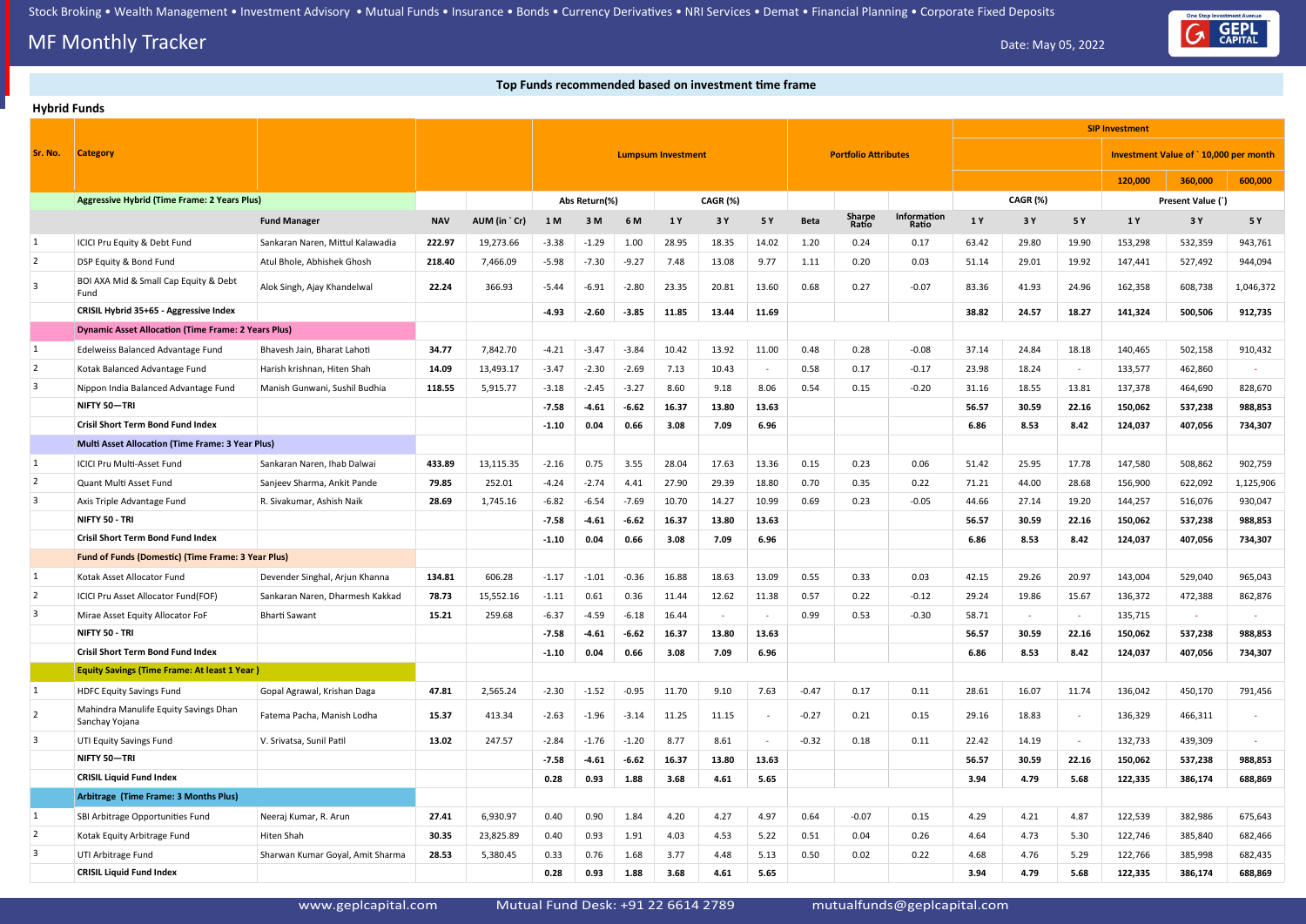## MF Monthly Tracker

Date: May 05, 2022

### Top Funds recommended based on investment time frame

### Hybrid Funds

| Sr. No. | Category | Fund Manager | NAV | AUM (in ` Cr) | Lumpsum Investment Abs Return(%) 1 M | 3 M | 6 M | CAGR (%) 1 Y | 3 Y | 5 Y | Portfolio Attributes Beta | Sharpe Ratio | Information Ratio | SIP Investment CAGR (%) 1 Y | 3 Y | 5 Y | Investment Value of ` 10,000 per month – Present Value (`) 1 Y (120,000) | 3 Y (360,000) | 5 Y (600,000) |
|---|---|---|---|---|---|---|---|---|---|---|---|---|---|---|---|---|---|---|---|
| | **Aggressive Hybrid (Time Frame: 2 Years Plus)** | | | | | | | | | | | | | | | | | | |
| 1 | ICICI Pru Equity & Debt Fund | Sankaran Naren, Mittul Kalawadia | 222.97 | 19,273.66 | -3.38 | -1.29 | 1.00 | 28.95 | 18.35 | 14.02 | 1.20 | 0.24 | 0.17 | 63.42 | 29.80 | 19.90 | 153,298 | 532,359 | 943,761 |
| 2 | DSP Equity & Bond Fund | Atul Bhole, Abhishek Ghosh | 218.40 | 7,466.09 | -5.98 | -7.30 | -9.27 | 7.48 | 13.08 | 9.77 | 1.11 | 0.20 | 0.03 | 51.14 | 29.01 | 19.92 | 147,441 | 527,492 | 944,094 |
| 3 | BOI AXA Mid & Small Cap Equity & Debt Fund | Alok Singh, Ajay Khandelwal | 22.24 | 366.93 | -5.44 | -6.91 | -2.80 | 23.35 | 20.81 | 13.60 | 0.68 | 0.27 | -0.07 | 83.36 | 41.93 | 24.96 | 162,358 | 608,738 | 1,046,372 |
| | **CRISIL Hybrid 35+65 - Aggressive Index** | | | | **-4.93** | **-2.60** | **-3.85** | **11.85** | **13.44** | **11.69** | | | | **38.82** | **24.57** | **18.27** | **141,324** | **500,506** | **912,735** |
| | **Dynamic Asset Allocation (Time Frame: 2 Years Plus)** | | | | | | | | | | | | | | | | | | |
| 1 | Edelweiss Balanced Advantage Fund | Bhavesh Jain, Bharat Lahoti | 34.77 | 7,842.70 | -4.21 | -3.47 | -3.84 | 10.42 | 13.92 | 11.00 | 0.48 | 0.28 | -0.08 | 37.14 | 24.84 | 18.18 | 140,465 | 502,158 | 910,432 |
| 2 | Kotak Balanced Advantage Fund | Harish krishnan, Hiten Shah | 14.09 | 13,493.17 | -3.47 | -2.30 | -2.69 | 7.13 | 10.43 | - | 0.58 | 0.17 | -0.17 | 23.98 | 18.24 | - | 133,577 | 462,860 | - |
| 3 | Nippon India Balanced Advantage Fund | Manish Gunwani, Sushil Budhia | 118.55 | 5,915.77 | -3.18 | -2.45 | -3.27 | 8.60 | 9.18 | 8.06 | 0.54 | 0.15 | -0.20 | 31.16 | 18.55 | 13.81 | 137,378 | 464,690 | 828,670 |
| | **NIFTY 50—TRI** | | | | **-7.58** | **-4.61** | **-6.62** | **16.37** | **13.80** | **13.63** | | | | **56.57** | **30.59** | **22.16** | **150,062** | **537,238** | **988,853** |
| | **Crisil Short Term Bond Fund Index** | | | | **-1.10** | **0.04** | **0.66** | **3.08** | **7.09** | **6.96** | | | | **6.86** | **8.53** | **8.42** | **124,037** | **407,056** | **734,307** |
| | **Multi Asset Allocation (Time Frame: 3 Year Plus)** | | | | | | | | | | | | | | | | | | |
| 1 | ICICI Pru Multi-Asset Fund | Sankaran Naren, Ihab Dalwai | 433.89 | 13,115.35 | -2.16 | 0.75 | 3.55 | 28.04 | 17.63 | 13.36 | 0.15 | 0.23 | 0.06 | 51.42 | 25.95 | 17.78 | 147,580 | 508,862 | 902,759 |
| 2 | Quant Multi Asset Fund | Sanjeev Sharma, Ankit Pande | 79.85 | 252.01 | -4.24 | -2.74 | 4.41 | 27.90 | 29.39 | 18.80 | 0.70 | 0.35 | 0.22 | 71.21 | 44.00 | 28.68 | 156,900 | 622,092 | 1,125,906 |
| 3 | Axis Triple Advantage Fund | R. Sivakumar, Ashish Naik | 28.69 | 1,745.16 | -6.82 | -6.54 | -7.69 | 10.70 | 14.27 | 10.99 | 0.69 | 0.23 | -0.05 | 44.66 | 27.14 | 19.20 | 144,257 | 516,076 | 930,047 |
| | **NIFTY 50 - TRI** | | | | **-7.58** | **-4.61** | **-6.62** | **16.37** | **13.80** | **13.63** | | | | **56.57** | **30.59** | **22.16** | **150,062** | **537,238** | **988,853** |
| | **Crisil Short Term Bond Fund Index** | | | | **-1.10** | **0.04** | **0.66** | **3.08** | **7.09** | **6.96** | | | | **6.86** | **8.53** | **8.42** | **124,037** | **407,056** | **734,307** |
| | **Fund of Funds (Domestic) (Time Frame: 3 Year Plus)** | | | | | | | | | | | | | | | | | | |
| 1 | Kotak Asset Allocator Fund | Devender Singhal, Arjun Khanna | 134.81 | 606.28 | -1.17 | -1.01 | -0.36 | 16.88 | 18.63 | 13.09 | 0.55 | 0.33 | 0.03 | 42.15 | 29.26 | 20.97 | 143,004 | 529,040 | 965,043 |
| 2 | ICICI Pru Asset Allocator Fund(FOF) | Sankaran Naren, Dharmesh Kakkad | 78.73 | 15,552.16 | -1.11 | 0.61 | 0.36 | 11.44 | 12.62 | 11.38 | 0.57 | 0.22 | -0.12 | 29.24 | 19.86 | 15.67 | 136,372 | 472,388 | 862,876 |
| 3 | Mirae Asset Equity Allocator FoF | Bharti Sawant | 15.21 | 259.68 | -6.37 | -4.59 | -6.18 | 16.44 | - | - | 0.99 | 0.53 | -0.30 | 58.71 | - | - | 135,715 | - | - |
| | **NIFTY 50 - TRI** | | | | **-7.58** | **-4.61** | **-6.62** | **16.37** | **13.80** | **13.63** | | | | **56.57** | **30.59** | **22.16** | **150,062** | **537,238** | **988,853** |
| | **Crisil Short Term Bond Fund Index** | | | | **-1.10** | **0.04** | **0.66** | **3.08** | **7.09** | **6.96** | | | | **6.86** | **8.53** | **8.42** | **124,037** | **407,056** | **734,307** |
| | **Equity Savings (Time Frame: At least 1 Year )** | | | | | | | | | | | | | | | | | | |
| 1 | HDFC Equity Savings Fund | Gopal Agrawal, Krishan Daga | 47.81 | 2,565.24 | -2.30 | -1.52 | -0.95 | 11.70 | 9.10 | 7.63 | -0.47 | 0.17 | 0.11 | 28.61 | 16.07 | 11.74 | 136,042 | 450,170 | 791,456 |
| 2 | Mahindra Manulife Equity Savings Dhan Sanchay Yojana | Fatema Pacha, Manish Lodha | 15.37 | 413.34 | -2.63 | -1.96 | -3.14 | 11.25 | 11.15 | - | -0.27 | 0.21 | 0.15 | 29.16 | 18.83 | - | 136,329 | 466,311 | - |
| 3 | UTI Equity Savings Fund | V. Srivatsa, Sunil Patil | 13.02 | 247.57 | -2.84 | -1.76 | -1.20 | 8.77 | 8.61 | - | -0.32 | 0.18 | 0.11 | 22.42 | 14.19 | - | 132,733 | 439,309 | - |
| | **NIFTY 50—TRI** | | | | **-7.58** | **-4.61** | **-6.62** | **16.37** | **13.80** | **13.63** | | | | **56.57** | **30.59** | **22.16** | **150,062** | **537,238** | **988,853** |
| | **CRISIL Liquid Fund Index** | | | | **0.28** | **0.93** | **1.88** | **3.68** | **4.61** | **5.65** | | | | **3.94** | **4.79** | **5.68** | **122,335** | **386,174** | **688,869** |
| | **Arbitrage (Time Frame: 3 Months Plus)** | | | | | | | | | | | | | | | | | | |
| 1 | SBI Arbitrage Opportunities Fund | Neeraj Kumar, R. Arun | 27.41 | 6,930.97 | 0.40 | 0.90 | 1.84 | 4.20 | 4.27 | 4.97 | 0.64 | -0.07 | 0.15 | 4.29 | 4.21 | 4.87 | 122,539 | 382,986 | 675,643 |
| 2 | Kotak Equity Arbitrage Fund | Hiten Shah | 30.35 | 23,825.89 | 0.40 | 0.93 | 1.91 | 4.03 | 4.53 | 5.22 | 0.51 | 0.04 | 0.26 | 4.64 | 4.73 | 5.30 | 122,746 | 385,840 | 682,466 |
| 3 | UTI Arbitrage Fund | Sharwan Kumar Goyal, Amit Sharma | 28.53 | 5,380.45 | 0.33 | 0.76 | 1.68 | 3.77 | 4.48 | 5.13 | 0.50 | 0.02 | 0.22 | 4.68 | 4.76 | 5.29 | 122,766 | 385,998 | 682,435 |
| | **CRISIL Liquid Fund Index** | | | | **0.28** | **0.93** | **1.88** | **3.68** | **4.61** | **5.65** | | | | **3.94** | **4.79** | **5.68** | **122,335** | **386,174** | **688,869** |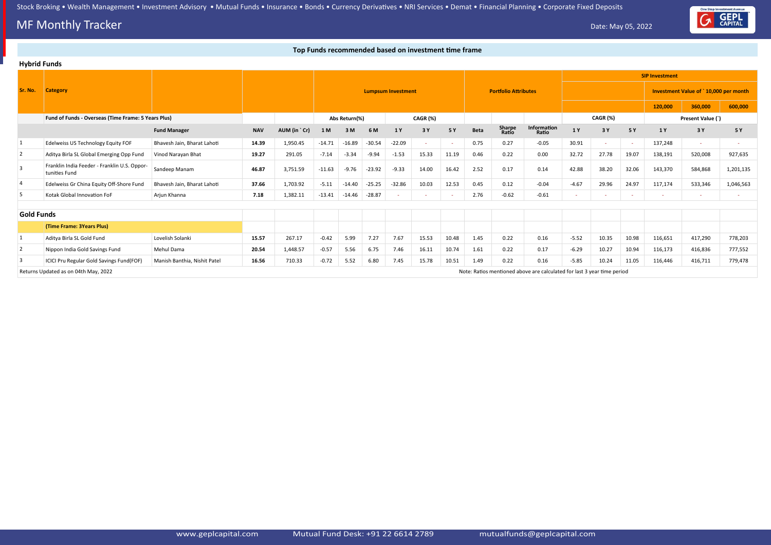## MF Monthly Tracker

Date: May 05, 2022

### Top Funds recommended based on investment time frame

### Hybrid Funds

| Sr. No. | Category | | | | Lumpsum Investment | | | | | | Portfolio Attributes | | | SIP Investment | | | | | |
|---|---|---|---|---|---|---|---|---|---|---|---|---|---|---|---|---|---|---|---|
| | | | | | | | | | | | | | | | | | Investment Value of ` 10,000 per month | | |
| | | | | | | | | | | | | | | | | | 120,000 | 360,000 | 600,000 |
| | Fund of Funds - Overseas (Time Frame: 5 Years Plus) | | | | Abs Return(%) | | | CAGR (%) | | | | | | CAGR (%) | | | Present Value (`) | | |
| | | Fund Manager | NAV | AUM (in ` Cr) | 1 M | 3 M | 6 M | 1 Y | 3 Y | 5 Y | Beta | Sharpe Ratio | Information Ratio | 1 Y | 3 Y | 5 Y | 1 Y | 3 Y | 5 Y |
| 1 | Edelweiss US Technology Equity FOF | Bhavesh Jain, Bharat Lahoti | 14.39 | 1,950.45 | -14.71 | -16.89 | -30.54 | -22.09 | - | - | 0.75 | 0.27 | -0.05 | 30.91 | - | - | 137,248 | - | - |
| 2 | Aditya Birla SL Global Emerging Opp Fund | Vinod Narayan Bhat | 19.27 | 291.05 | -7.14 | -3.34 | -9.94 | -1.53 | 15.33 | 11.19 | 0.46 | 0.22 | 0.00 | 32.72 | 27.78 | 19.07 | 138,191 | 520,008 | 927,635 |
| 3 | Franklin India Feeder - Franklin U.S. Opportunities Fund | Sandeep Manam | 46.87 | 3,751.59 | -11.63 | -9.76 | -23.92 | -9.33 | 14.00 | 16.42 | 2.52 | 0.17 | 0.14 | 42.88 | 38.20 | 32.06 | 143,370 | 584,868 | 1,201,135 |
| 4 | Edelweiss Gr China Equity Off-Shore Fund | Bhavesh Jain, Bharat Lahoti | 37.66 | 1,703.92 | -5.11 | -14.40 | -25.25 | -32.86 | 10.03 | 12.53 | 0.45 | 0.12 | -0.04 | -4.67 | 29.96 | 24.97 | 117,174 | 533,346 | 1,046,563 |
| 5 | Kotak Global Innovation FoF | Arjun Khanna | 7.18 | 1,382.11 | -13.41 | -14.46 | -28.87 | - | - | - | 2.76 | -0.62 | -0.61 | - | - | - | - | - | - |
| **Gold Funds** | | | | | | | | | | | | | | | | | | | |
| | (Time Frame: 3Years Plus) | | | | | | | | | | | | | | | | | | |
| 1 | Aditya Birla SL Gold Fund | Lovelish Solanki | 15.57 | 267.17 | -0.42 | 5.99 | 7.27 | 7.67 | 15.53 | 10.48 | 1.45 | 0.22 | 0.16 | -5.52 | 10.35 | 10.98 | 116,651 | 417,290 | 778,203 |
| 2 | Nippon India Gold Savings Fund | Mehul Dama | 20.54 | 1,448.57 | -0.57 | 5.56 | 6.75 | 7.46 | 16.11 | 10.74 | 1.61 | 0.22 | 0.17 | -6.29 | 10.27 | 10.94 | 116,173 | 416,836 | 777,552 |
| 3 | ICICI Pru Regular Gold Savings Fund(FOF) | Manish Banthia, Nishit Patel | 16.56 | 710.33 | -0.72 | 5.52 | 6.80 | 7.45 | 15.78 | 10.51 | 1.49 | 0.22 | 0.16 | -5.85 | 10.24 | 11.05 | 116,446 | 416,711 | 779,478 |

Returns Updated as on 04th May, 2022

Note: Ratios mentioned above are calculated for last 3 year time period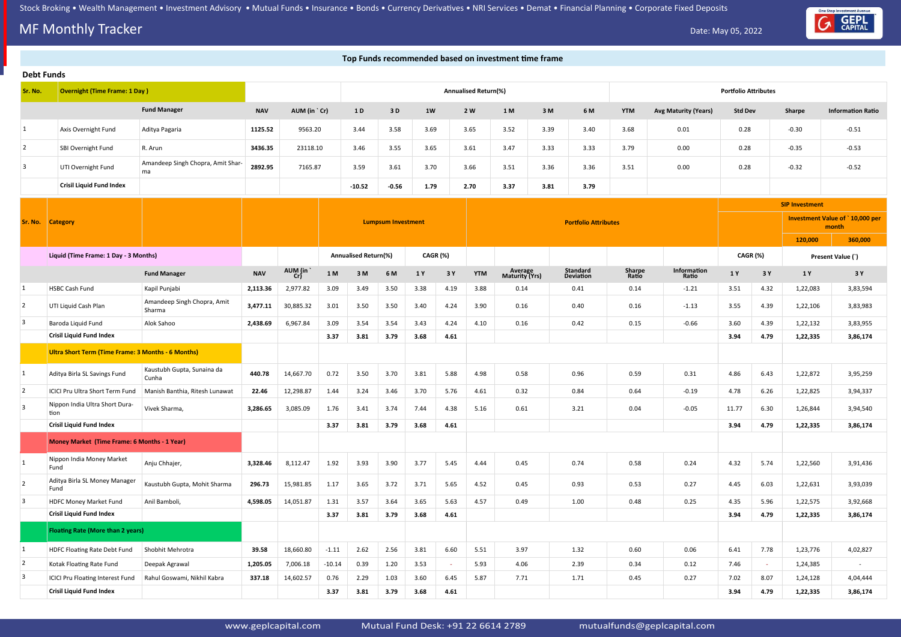Stock Broking • Wealth Management • Investment Advisory • Mutual Funds • Insurance • Bonds • Currency Derivatives • NRI Services • Demat • Financial Planning • Corporate Fixed Deposits

# MF Monthly Tracker

Date: May 05, 2022

## Top Funds recommended based on investment time frame

### Debt Funds

| Sr. No. | Overnight (Time Frame: 1 Day ) | | | | Annualised Return(%) | | | | | | | Portfolio Attributes | | | | |
|---|---|---|---|---|---|---|---|---|---|---|---|---|---|---|---|---|
| | | Fund Manager | NAV | AUM (in ` Cr) | 1 D | 3 D | 1W | 2 W | 1 M | 3 M | 6 M | YTM | Avg Maturity (Years) | Std Dev | Sharpe | Information Ratio |
| 1 | Axis Overnight Fund | Aditya Pagaria | 1125.52 | 9563.20 | 3.44 | 3.58 | 3.69 | 3.65 | 3.52 | 3.39 | 3.40 | 3.68 | 0.01 | 0.28 | -0.30 | -0.51 |
| 2 | SBI Overnight Fund | R. Arun | 3436.35 | 23118.10 | 3.46 | 3.55 | 3.65 | 3.61 | 3.47 | 3.33 | 3.33 | 3.79 | 0.00 | 0.28 | -0.35 | -0.53 |
| 3 | UTI Overnight Fund | Amandeep Singh Chopra, Amit Sharma | 2892.95 | 7165.87 | 3.59 | 3.61 | 3.70 | 3.66 | 3.51 | 3.36 | 3.36 | 3.51 | 0.00 | 0.28 | -0.32 | -0.52 |
| | Crisil Liquid Fund Index | | | | -10.52 | -0.56 | 1.79 | 2.70 | 3.37 | 3.81 | 3.79 | | | | | |

| Sr. No. | Category | | | | Lumpsum Investment | | | | | Portfolio Attributes | | | | | SIP Investment | | | |
|---|---|---|---|---|---|---|---|---|---|---|---|---|---|---|---|---|---|---|
| | | | | | | | | | | | | | | | | | Investment Value of ` 10,000 per month | |
| | | | | | | | | | | | | | | | | | 120,000 | 360,000 |
| | Liquid (Time Frame: 1 Day - 3 Months) | | | | Annualised Return(%) | | | CAGR (%) | | | | | | | CAGR (%) | | Present Value (`) | |
| | | Fund Manager | NAV | AUM (in ` Cr) | 1 M | 3 M | 6 M | 1 Y | 3 Y | YTM | Average Maturity (Yrs) | Standard Deviation | Sharpe Ratio | Information Ratio | 1 Y | 3 Y | 1 Y | 3 Y |
| 1 | HSBC Cash Fund | Kapil Punjabi | 2,113.36 | 2,977.82 | 3.09 | 3.49 | 3.50 | 3.38 | 4.19 | 3.88 | 0.14 | 0.41 | 0.14 | -1.21 | 3.51 | 4.32 | 1,22,083 | 3,83,594 |
| 2 | UTI Liquid Cash Plan | Amandeep Singh Chopra, Amit Sharma | 3,477.11 | 30,885.32 | 3.01 | 3.50 | 3.50 | 3.40 | 4.24 | 3.90 | 0.16 | 0.40 | 0.16 | -1.13 | 3.55 | 4.39 | 1,22,106 | 3,83,983 |
| 3 | Baroda Liquid Fund | Alok Sahoo | 2,438.69 | 6,967.84 | 3.09 | 3.54 | 3.54 | 3.43 | 4.24 | 4.10 | 0.16 | 0.42 | 0.15 | -0.66 | 3.60 | 4.39 | 1,22,132 | 3,83,955 |
| | Crisil Liquid Fund Index | | | | 3.37 | 3.81 | 3.79 | 3.68 | 4.61 | | | | | | 3.94 | 4.79 | 1,22,335 | 3,86,174 |
| | Ultra Short Term (Time Frame: 3 Months - 6 Months) | | | | | | | | | | | | | | | | | |
| 1 | Aditya Birla SL Savings Fund | Kaustubh Gupta, Sunaina da Cunha | 440.78 | 14,667.70 | 0.72 | 3.50 | 3.70 | 3.81 | 5.88 | 4.98 | 0.58 | 0.96 | 0.59 | 0.31 | 4.86 | 6.43 | 1,22,872 | 3,95,259 |
| 2 | ICICI Pru Ultra Short Term Fund | Manish Banthia, Ritesh Lunawat | 22.46 | 12,298.87 | 1.44 | 3.24 | 3.46 | 3.70 | 5.76 | 4.61 | 0.32 | 0.84 | 0.64 | -0.19 | 4.78 | 6.26 | 1,22,825 | 3,94,337 |
| 3 | Nippon India Ultra Short Duration | Vivek Sharma, | 3,286.65 | 3,085.09 | 1.76 | 3.41 | 3.74 | 7.44 | 4.38 | 5.16 | 0.61 | 3.21 | 0.04 | -0.05 | 11.77 | 6.30 | 1,26,844 | 3,94,540 |
| | Crisil Liquid Fund Index | | | | 3.37 | 3.81 | 3.79 | 3.68 | 4.61 | | | | | | 3.94 | 4.79 | 1,22,335 | 3,86,174 |
| | Money Market (Time Frame: 6 Months - 1 Year) | | | | | | | | | | | | | | | | | |
| 1 | Nippon India Money Market Fund | Anju Chhajer, | 3,328.46 | 8,112.47 | 1.92 | 3.93 | 3.90 | 3.77 | 5.45 | 4.44 | 0.45 | 0.74 | 0.58 | 0.24 | 4.32 | 5.74 | 1,22,560 | 3,91,436 |
| 2 | Aditya Birla SL Money Manager Fund | Kaustubh Gupta, Mohit Sharma | 296.73 | 15,981.85 | 1.17 | 3.65 | 3.72 | 3.71 | 5.65 | 4.52 | 0.45 | 0.93 | 0.53 | 0.27 | 4.45 | 6.03 | 1,22,631 | 3,93,039 |
| 3 | HDFC Money Market Fund | Anil Bamboli, | 4,598.05 | 14,051.87 | 1.31 | 3.57 | 3.64 | 3.65 | 5.63 | 4.57 | 0.49 | 1.00 | 0.48 | 0.25 | 4.35 | 5.96 | 1,22,575 | 3,92,668 |
| | Crisil Liquid Fund Index | | | | 3.37 | 3.81 | 3.79 | 3.68 | 4.61 | | | | | | 3.94 | 4.79 | 1,22,335 | 3,86,174 |
| | Floating Rate (More than 2 years) | | | | | | | | | | | | | | | | | |
| 1 | HDFC Floating Rate Debt Fund | Shobhit Mehrotra | 39.58 | 18,660.80 | -1.11 | 2.62 | 2.56 | 3.81 | 6.60 | 5.51 | 3.97 | 1.32 | 0.60 | 0.06 | 6.41 | 7.78 | 1,23,776 | 4,02,827 |
| 2 | Kotak Floating Rate Fund | Deepak Agrawal | 1,205.05 | 7,006.18 | -10.14 | 0.39 | 1.20 | 3.53 | - | 5.93 | 4.06 | 2.39 | 0.34 | 0.12 | 7.46 | - | 1,24,385 | - |
| 3 | ICICI Pru Floating Interest Fund | Rahul Goswami, Nikhil Kabra | 337.18 | 14,602.57 | 0.76 | 2.29 | 1.03 | 3.60 | 6.45 | 5.87 | 7.71 | 1.71 | 0.45 | 0.27 | 7.02 | 8.07 | 1,24,128 | 4,04,444 |
| | Crisil Liquid Fund Index | | | | 3.37 | 3.81 | 3.79 | 3.68 | 4.61 | | | | | | 3.94 | 4.79 | 1,22,335 | 3,86,174 |

www.geplcapital.com Mutual Fund Desk: +91 22 6614 2789 mutualfunds@geplcapital.com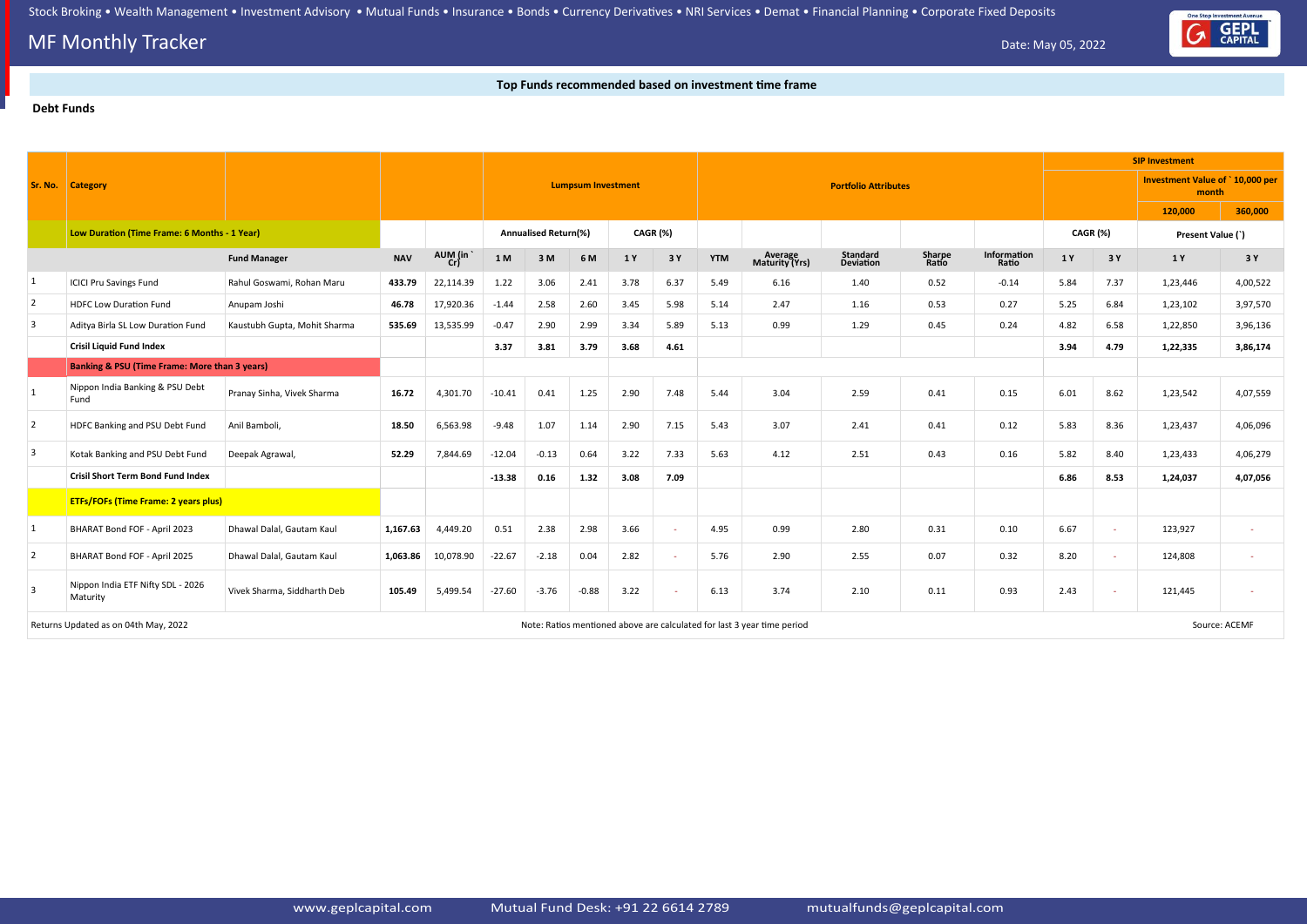Stock Broking • Wealth Management • Investment Advisory • Mutual Funds • Insurance • Bonds • Currency Derivatives • NRI Services • Demat • Financial Planning • Corporate Fixed Deposits

# MF Monthly Tracker

Date: May 05, 2022

**Top Funds recommended based on investment time frame**

**Debt Funds**

| Sr. No. | Category | | | | Lumpsum Investment | | | | | Portfolio Attributes | | | | | SIP Investment | | | |
|---|---|---|---|---|---|---|---|---|---|---|---|---|---|---|---|---|---|---|
| | | | | | | | | | | | | | | | | | Investment Value of ` 10,000 per month | |
| | | | | | | | | | | | | | | | | | 120,000 | 360,000 |
| | **Low Duration (Time Frame: 6 Months - 1 Year)** | | | | Annualised Return(%) | | | CAGR (%) | | | | | | | CAGR (%) | | Present Value (`) | |
| | | Fund Manager | NAV | AUM (in ` Cr) | 1 M | 3 M | 6 M | 1 Y | 3 Y | YTM | Average Maturity (Yrs) | Standard Deviation | Sharpe Ratio | Information Ratio | 1 Y | 3 Y | 1 Y | 3 Y |
| 1 | ICICI Pru Savings Fund | Rahul Goswami, Rohan Maru | **433.79** | 22,114.39 | 1.22 | 3.06 | 2.41 | 3.78 | 6.37 | 5.49 | 6.16 | 1.40 | 0.52 | -0.14 | 5.84 | 7.37 | 1,23,446 | 4,00,522 |
| 2 | HDFC Low Duration Fund | Anupam Joshi | **46.78** | 17,920.36 | -1.44 | 2.58 | 2.60 | 3.45 | 5.98 | 5.14 | 2.47 | 1.16 | 0.53 | 0.27 | 5.25 | 6.84 | 1,23,102 | 3,97,570 |
| 3 | Aditya Birla SL Low Duration Fund | Kaustubh Gupta, Mohit Sharma | **535.69** | 13,535.99 | -0.47 | 2.90 | 2.99 | 3.34 | 5.89 | 5.13 | 0.99 | 1.29 | 0.45 | 0.24 | 4.82 | 6.58 | 1,22,850 | 3,96,136 |
| | **Crisil Liquid Fund Index** | | | | **3.37** | **3.81** | **3.79** | **3.68** | **4.61** | | | | | | **3.94** | **4.79** | **1,22,335** | **3,86,174** |
| | **Banking & PSU (Time Frame: More than 3 years)** | | | | | | | | | | | | | | | | | |
| 1 | Nippon India Banking & PSU Debt Fund | Pranay Sinha, Vivek Sharma | **16.72** | 4,301.70 | -10.41 | 0.41 | 1.25 | 2.90 | 7.48 | 5.44 | 3.04 | 2.59 | 0.41 | 0.15 | 6.01 | 8.62 | 1,23,542 | 4,07,559 |
| 2 | HDFC Banking and PSU Debt Fund | Anil Bamboli, | **18.50** | 6,563.98 | -9.48 | 1.07 | 1.14 | 2.90 | 7.15 | 5.43 | 3.07 | 2.41 | 0.41 | 0.12 | 5.83 | 8.36 | 1,23,437 | 4,06,096 |
| 3 | Kotak Banking and PSU Debt Fund | Deepak Agrawal, | **52.29** | 7,844.69 | -12.04 | -0.13 | 0.64 | 3.22 | 7.33 | 5.63 | 4.12 | 2.51 | 0.43 | 0.16 | 5.82 | 8.40 | 1,23,433 | 4,06,279 |
| | **Crisil Short Term Bond Fund Index** | | | | **-13.38** | **0.16** | **1.32** | **3.08** | **7.09** | | | | | | **6.86** | **8.53** | **1,24,037** | **4,07,056** |
| | **ETFs/FOFs (Time Frame: 2 years plus)** | | | | | | | | | | | | | | | | | |
| 1 | BHARAT Bond FOF - April 2023 | Dhawal Dalal, Gautam Kaul | **1,167.63** | 4,449.20 | 0.51 | 2.38 | 2.98 | 3.66 | - | 4.95 | 0.99 | 2.80 | 0.31 | 0.10 | 6.67 | - | 123,927 | - |
| 2 | BHARAT Bond FOF - April 2025 | Dhawal Dalal, Gautam Kaul | **1,063.86** | 10,078.90 | -22.67 | -2.18 | 0.04 | 2.82 | - | 5.76 | 2.90 | 2.55 | 0.07 | 0.32 | 8.20 | - | 124,808 | - |
| 3 | Nippon India ETF Nifty SDL - 2026 Maturity | Vivek Sharma, Siddharth Deb | **105.49** | 5,499.54 | -27.60 | -3.76 | -0.88 | 3.22 | - | 6.13 | 3.74 | 2.10 | 0.11 | 0.93 | 2.43 | - | 121,445 | - |

Returns Updated as on 04th May, 2022

Note: Ratios mentioned above are calculated for last 3 year time period

Source: ACEMF

www.geplcapital.com Mutual Fund Desk: +91 22 6614 2789 mutualfunds@geplcapital.com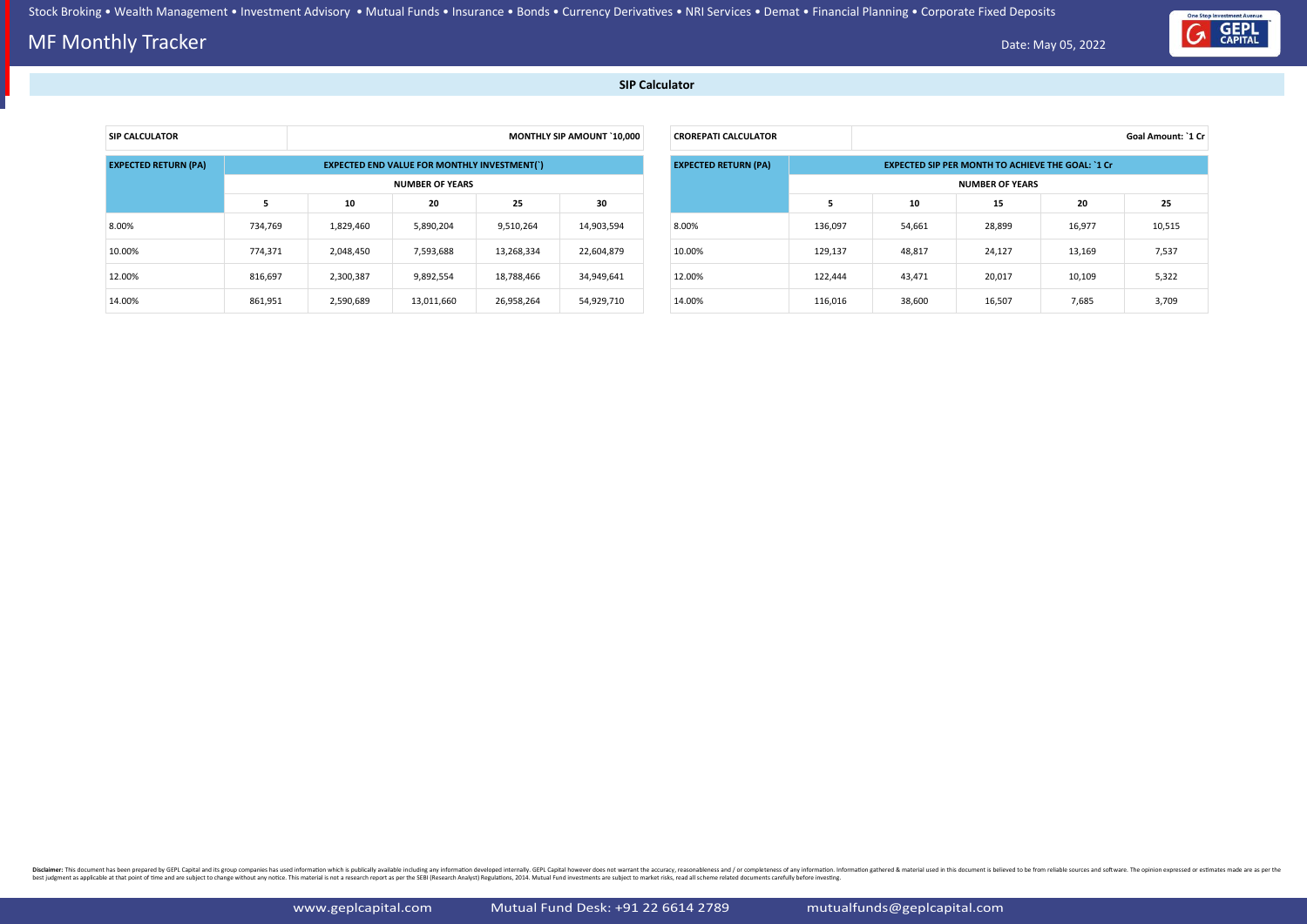## SIP Calculator

| SIP CALCULATOR | MONTHLY SIP AMOUNT `10,000 | | | | |
|---|---|---|---|---|---|
| EXPECTED RETURN (PA) | EXPECTED END VALUE FOR MONTHLY INVESTMENT(`) | | | | |
| | NUMBER OF YEARS | | | | |
| | 5 | 10 | 20 | 25 | 30 |
| 8.00% | 734,769 | 1,829,460 | 5,890,204 | 9,510,264 | 14,903,594 |
| 10.00% | 774,371 | 2,048,450 | 7,593,688 | 13,268,334 | 22,604,879 |
| 12.00% | 816,697 | 2,300,387 | 9,892,554 | 18,788,466 | 34,949,641 |
| 14.00% | 861,951 | 2,590,689 | 13,011,660 | 26,958,264 | 54,929,710 |

| CROREPATI CALCULATOR | Goal Amount: `1 Cr | | | | |
|---|---|---|---|---|---|
| EXPECTED RETURN (PA) | EXPECTED SIP PER MONTH TO ACHIEVE THE GOAL: `1 Cr | | | | |
| | NUMBER OF YEARS | | | | |
| | 5 | 10 | 15 | 20 | 25 |
| 8.00% | 136,097 | 54,661 | 28,899 | 16,977 | 10,515 |
| 10.00% | 129,137 | 48,817 | 24,127 | 13,169 | 7,537 |
| 12.00% | 122,444 | 43,471 | 20,017 | 10,109 | 5,322 |
| 14.00% | 116,016 | 38,600 | 16,507 | 7,685 | 3,709 |

**Disclaimer:** This document has been prepared by GEPL Capital and its group companies has used information which is publically available including any information developed internally. GEPL Capital however does not warrant the accuracy, reasonableness and / or completeness of any information. Information gathered & material used in this document is believed to be from reliable sources and software. The opinion expressed or estimates made are as per the best judgment as applicable at that point of time and are subject to change without any notice. This material is not a research report as per the SEBI (Research Analyst) Regulations, 2014. Mutual Fund investments are subject to market risks, read all scheme related documents carefully before investing.